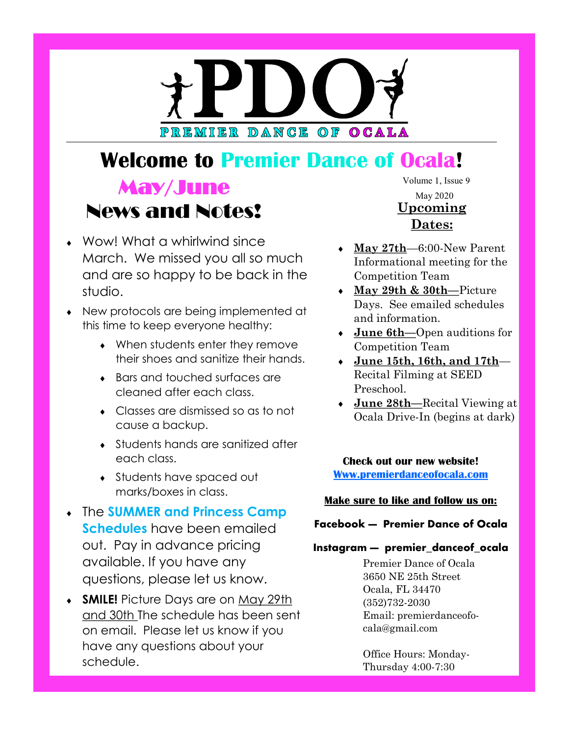# PDO

PREMIER DANCE OF OCALA

# Welcome to Premier Dance of Ocala!

Volume 1, Issue 9

May 2020

## May/June News and Notes!

- Wow! What a whirlwind since March. We missed you all so much and are so happy to be back in the studio.
- New protocols are being implemented at this time to keep everyone healthy:
  - When students enter they remove their shoes and sanitize their hands.
  - Bars and touched surfaces are cleaned after each class.
  - Classes are dismissed so as to not cause a backup.
  - Students hands are sanitized after each class.
  - Students have spaced out marks/boxes in class.
- The **SUMMER and Princess Camp Schedules** have been emailed out. Pay in advance pricing available. If you have any questions, please let us know.
- **SMILE!** Picture Days are on May 29th and 30th The schedule has been sent on email. Please let us know if you have any questions about your schedule.

## Upcoming Dates:

- **May 27th**—6:00-New Parent Informational meeting for the Competition Team
- **May 29th & 30th**—Picture Days. See emailed schedules and information.
- **June 6th**—Open auditions for Competition Team
- **June 15th, 16th, and 17th**—Recital Filming at SEED Preschool.
- **June 28th**—Recital Viewing at Ocala Drive-In (begins at dark)

**Check out our new website!**
**Www.premierdanceofocala.com**

**Make sure to like and follow us on:**

**Facebook — Premier Dance of Ocala**

**Instagram — premier_danceof_ocala**

Premier Dance of Ocala
3650 NE 25th Street
Ocala, FL 34470
(352)732-2030
Email: premierdanceofocala@gmail.com

Office Hours: Monday-Thursday 4:00-7:30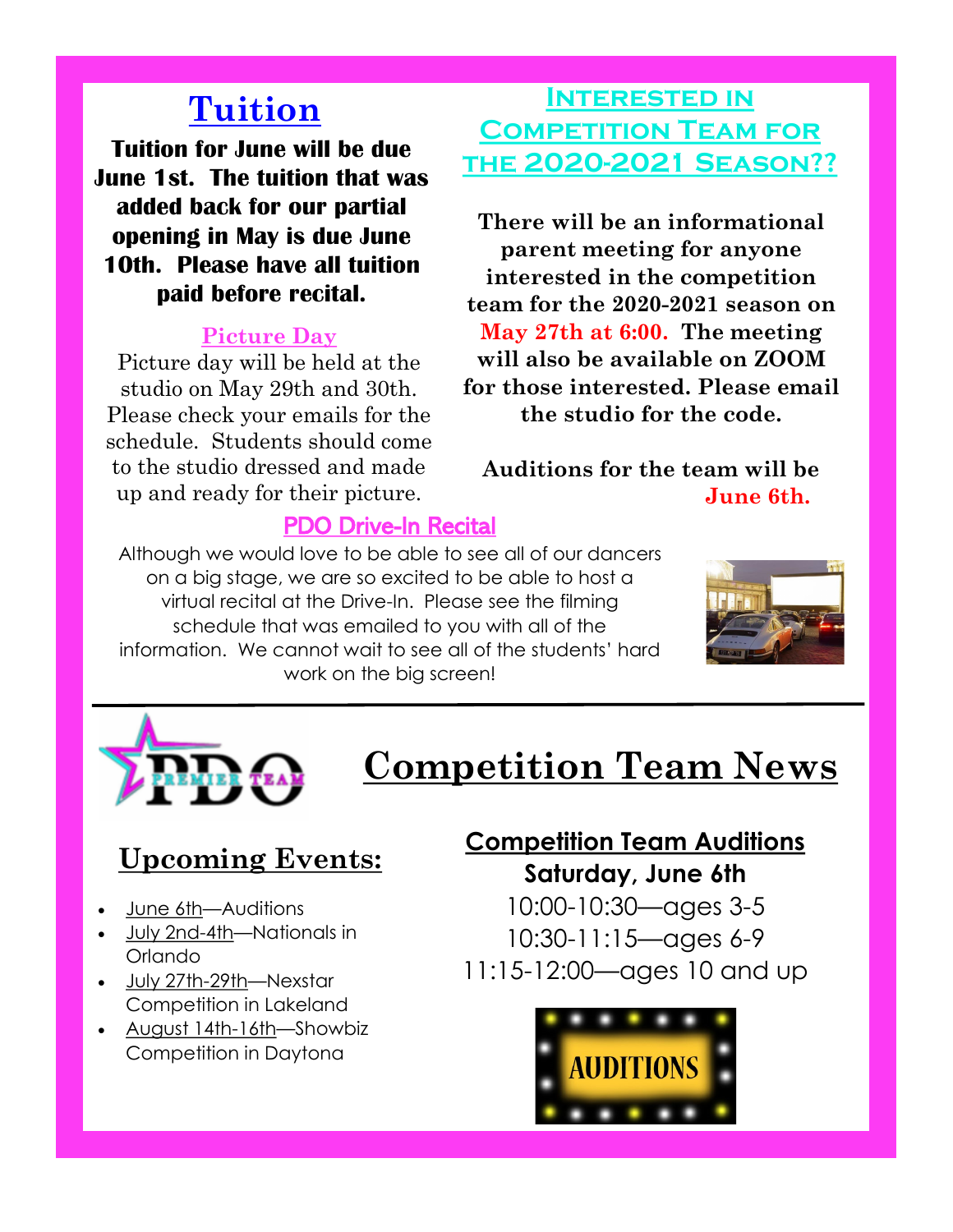## Tuition

**Tuition for June will be due June 1st. The tuition that was added back for our partial opening in May is due June 10th. Please have all tuition paid before recital.**

### Picture Day

Picture day will be held at the studio on May 29th and 30th. Please check your emails for the schedule. Students should come to the studio dressed and made up and ready for their picture.

## Interested in Competition Team for the 2020-2021 Season??

**There will be an informational parent meeting for anyone interested in the competition team for the 2020-2021 season on May 27th at 6:00. The meeting will also be available on ZOOM for those interested. Please email the studio for the code.**

**Auditions for the team will be June 6th.**

### PDO Drive-In Recital

Although we would love to be able to see all of our dancers on a big stage, we are so excited to be able to host a virtual recital at the Drive-In. Please see the filming schedule that was emailed to you with all of the information. We cannot wait to see all of the students' hard work on the big screen!

---

PDO PREMIER TEAM

# Competition Team News

## Upcoming Events:

- June 6th—Auditions
- July 2nd-4th—Nationals in Orlando
- July 27th-29th—Nexstar Competition in Lakeland
- August 14th-16th—Showbiz Competition in Daytona

## Competition Team Auditions

**Saturday, June 6th**

10:00-10:30—ages 3-5

10:30-11:15—ages 6-9

11:15-12:00—ages 10 and up

AUDITIONS